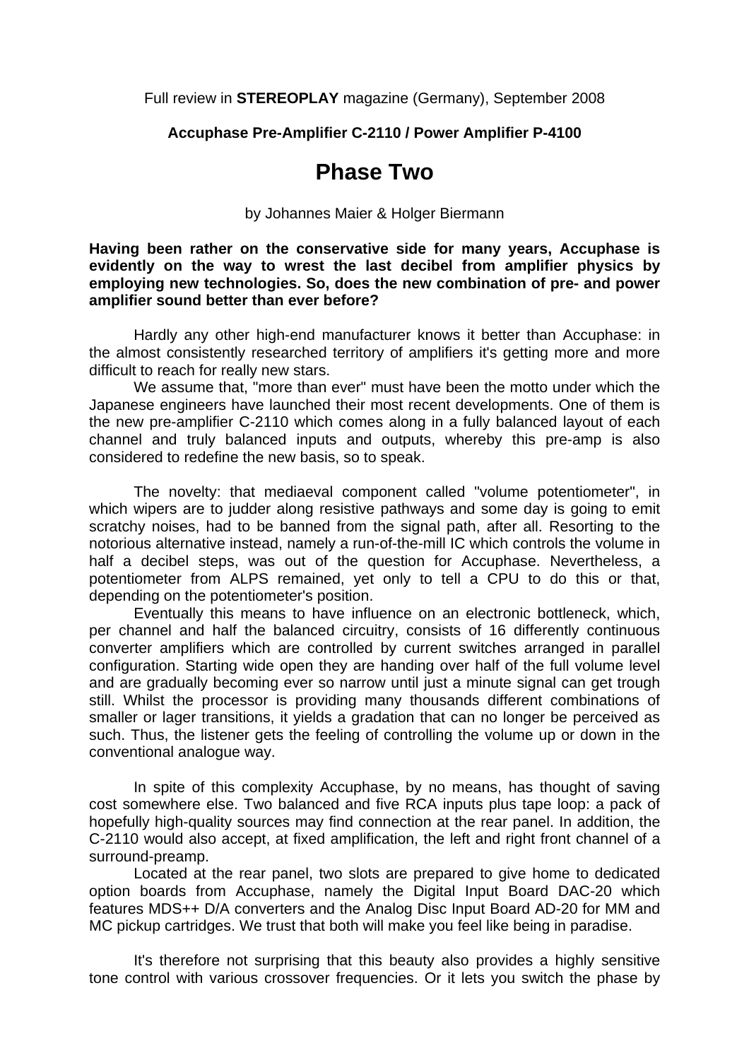Full review in **STEREOPLAY** magazine (Germany), September 2008

**Accuphase Pre-Amplifier C-2110 / Power Amplifier P-4100**

# Phase Two

by Johannes Maier & Holger Biermann

**Having been rather on the conservative side for many years, Accuphase is evidently on the way to wrest the last decibel from amplifier physics by employing new technologies. So, does the new combination of pre- and power amplifier sound better than ever before?**

Hardly any other high-end manufacturer knows it better than Accuphase: in the almost consistently researched territory of amplifiers it's getting more and more difficult to reach for really new stars.

We assume that, "more than ever" must have been the motto under which the Japanese engineers have launched their most recent developments. One of them is the new pre-amplifier C-2110 which comes along in a fully balanced layout of each channel and truly balanced inputs and outputs, whereby this pre-amp is also considered to redefine the new basis, so to speak.

The novelty: that mediaeval component called "volume potentiometer", in which wipers are to judder along resistive pathways and some day is going to emit scratchy noises, had to be banned from the signal path, after all. Resorting to the notorious alternative instead, namely a run-of-the-mill IC which controls the volume in half a decibel steps, was out of the question for Accuphase. Nevertheless, a potentiometer from ALPS remained, yet only to tell a CPU to do this or that, depending on the potentiometer's position.

Eventually this means to have influence on an electronic bottleneck, which, per channel and half the balanced circuitry, consists of 16 differently continuous converter amplifiers which are controlled by current switches arranged in parallel configuration. Starting wide open they are handing over half of the full volume level and are gradually becoming ever so narrow until just a minute signal can get trough still. Whilst the processor is providing many thousands different combinations of smaller or lager transitions, it yields a gradation that can no longer be perceived as such. Thus, the listener gets the feeling of controlling the volume up or down in the conventional analogue way.

In spite of this complexity Accuphase, by no means, has thought of saving cost somewhere else. Two balanced and five RCA inputs plus tape loop: a pack of hopefully high-quality sources may find connection at the rear panel. In addition, the C-2110 would also accept, at fixed amplification, the left and right front channel of a surround-preamp.

Located at the rear panel, two slots are prepared to give home to dedicated option boards from Accuphase, namely the Digital Input Board DAC-20 which features MDS++ D/A converters and the Analog Disc Input Board AD-20 for MM and MC pickup cartridges. We trust that both will make you feel like being in paradise.

It's therefore not surprising that this beauty also provides a highly sensitive tone control with various crossover frequencies. Or it lets you switch the phase by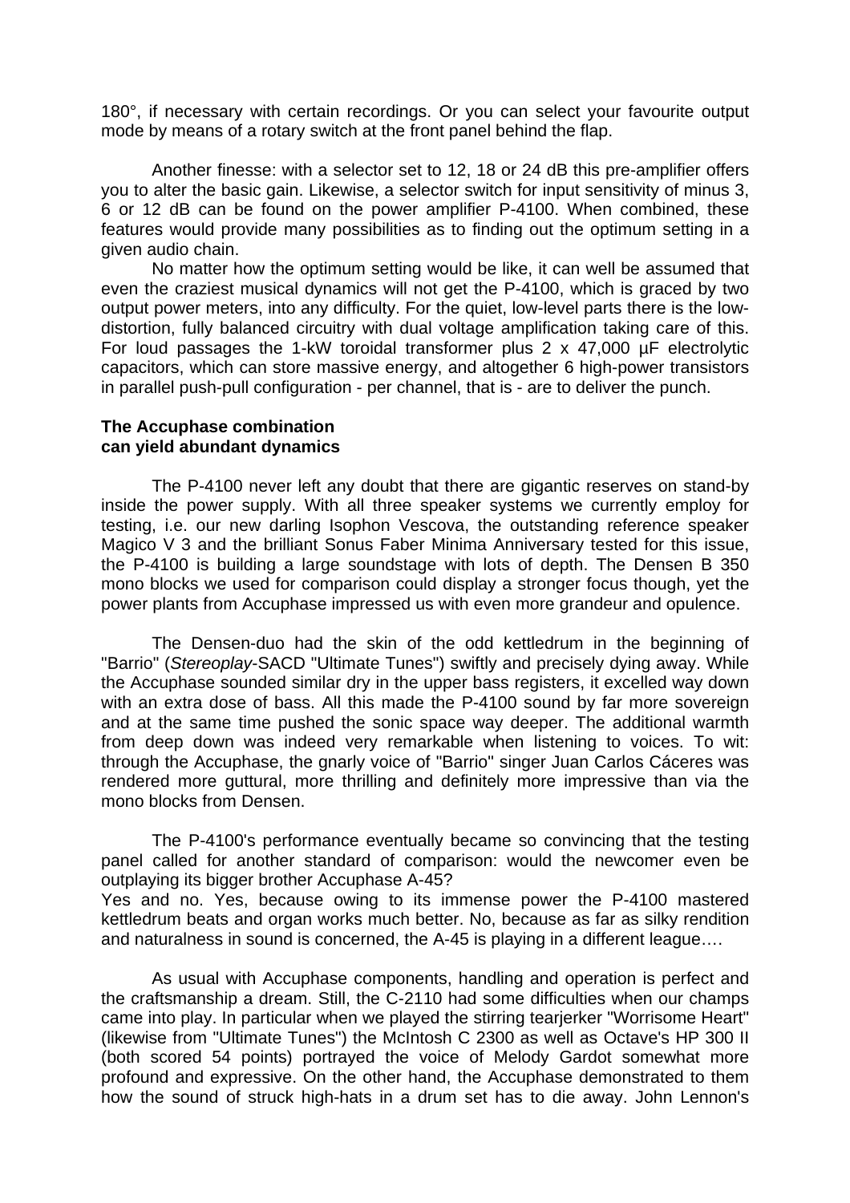180°, if necessary with certain recordings. Or you can select your favourite output mode by means of a rotary switch at the front panel behind the flap.

Another finesse: with a selector set to 12, 18 or 24 dB this pre-amplifier offers you to alter the basic gain. Likewise, a selector switch for input sensitivity of minus 3, 6 or 12 dB can be found on the power amplifier P-4100. When combined, these features would provide many possibilities as to finding out the optimum setting in a given audio chain.

No matter how the optimum setting would be like, it can well be assumed that even the craziest musical dynamics will not get the P-4100, which is graced by two output power meters, into any difficulty. For the quiet, low-level parts there is the low-distortion, fully balanced circuitry with dual voltage amplification taking care of this. For loud passages the 1-kW toroidal transformer plus 2 x 47,000 µF electrolytic capacitors, which can store massive energy, and altogether 6 high-power transistors in parallel push-pull configuration - per channel, that is - are to deliver the punch.

**The Accuphase combination can yield abundant dynamics**

The P-4100 never left any doubt that there are gigantic reserves on stand-by inside the power supply. With all three speaker systems we currently employ for testing, i.e. our new darling Isophon Vescova, the outstanding reference speaker Magico V 3 and the brilliant Sonus Faber Minima Anniversary tested for this issue, the P-4100 is building a large soundstage with lots of depth. The Densen B 350 mono blocks we used for comparison could display a stronger focus though, yet the power plants from Accuphase impressed us with even more grandeur and opulence.

The Densen-duo had the skin of the odd kettledrum in the beginning of "Barrio" (*Stereoplay*-SACD "Ultimate Tunes") swiftly and precisely dying away. While the Accuphase sounded similar dry in the upper bass registers, it excelled way down with an extra dose of bass. All this made the P-4100 sound by far more sovereign and at the same time pushed the sonic space way deeper. The additional warmth from deep down was indeed very remarkable when listening to voices. To wit: through the Accuphase, the gnarly voice of "Barrio" singer Juan Carlos Cáceres was rendered more guttural, more thrilling and definitely more impressive than via the mono blocks from Densen.

The P-4100's performance eventually became so convincing that the testing panel called for another standard of comparison: would the newcomer even be outplaying its bigger brother Accuphase A-45?
Yes and no. Yes, because owing to its immense power the P-4100 mastered kettledrum beats and organ works much better. No, because as far as silky rendition and naturalness in sound is concerned, the A-45 is playing in a different league….

As usual with Accuphase components, handling and operation is perfect and the craftsmanship a dream. Still, the C-2110 had some difficulties when our champs came into play. In particular when we played the stirring tearjerker "Worrisome Heart" (likewise from "Ultimate Tunes") the McIntosh C 2300 as well as Octave's HP 300 II (both scored 54 points) portrayed the voice of Melody Gardot somewhat more profound and expressive. On the other hand, the Accuphase demonstrated to them how the sound of struck high-hats in a drum set has to die away. John Lennon's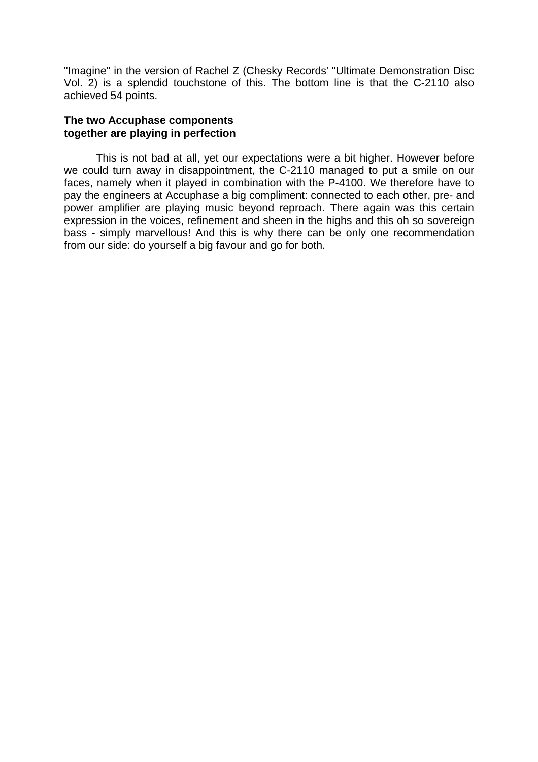"Imagine" in the version of Rachel Z (Chesky Records' "Ultimate Demonstration Disc Vol. 2) is a splendid touchstone of this. The bottom line is that the C-2110 also achieved 54 points.

**The two Accuphase components together are playing in perfection**

This is not bad at all, yet our expectations were a bit higher. However before we could turn away in disappointment, the C-2110 managed to put a smile on our faces, namely when it played in combination with the P-4100. We therefore have to pay the engineers at Accuphase a big compliment: connected to each other, pre- and power amplifier are playing music beyond reproach. There again was this certain expression in the voices, refinement and sheen in the highs and this oh so sovereign bass - simply marvellous! And this is why there can be only one recommendation from our side: do yourself a big favour and go for both.